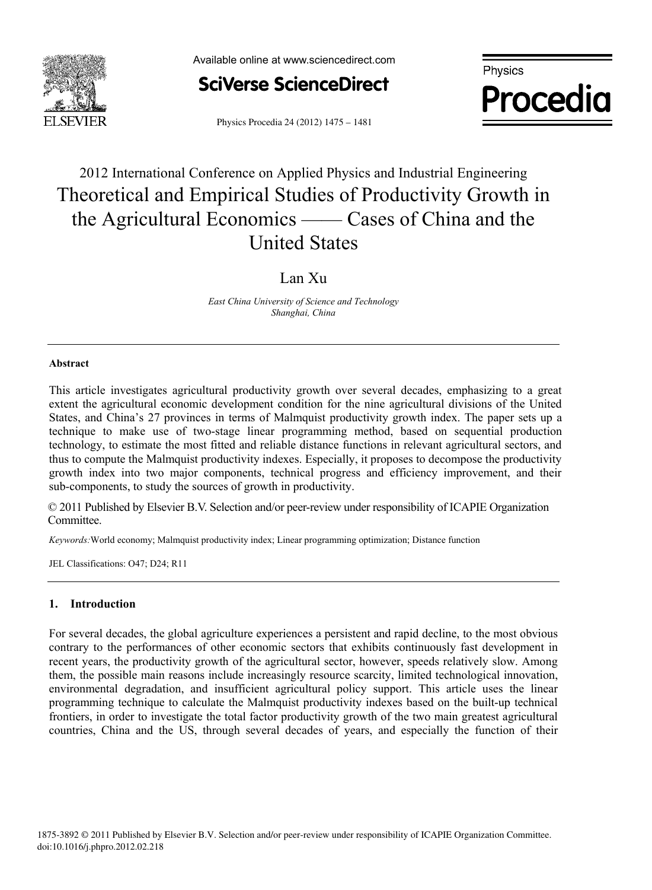2012 International Conference on Applied Physics and Industrial Engineering

# Theoretical and Empirical Studies of Productivity Growth in the Agricultural Economics —— Cases of China and the United States

Lan Xu

*East China University of Science and Technology*
*Shanghai, China*

---

**Abstract**

This article investigates agricultural productivity growth over several decades, emphasizing to a great extent the agricultural economic development condition for the nine agricultural divisions of the United States, and China's 27 provinces in terms of Malmquist productivity growth index. The paper sets up a technique to make use of two-stage linear programming method, based on sequential production technology, to estimate the most fitted and reliable distance functions in relevant agricultural sectors, and thus to compute the Malmquist productivity indexes. Especially, it proposes to decompose the productivity growth index into two major components, technical progress and efficiency improvement, and their sub-components, to study the sources of growth in productivity.

© 2011 Published by Elsevier B.V. Selection and/or peer-review under responsibility of ICAPIE Organization Committee.

*Keywords:* World economy; Malmquist productivity index; Linear programming optimization; Distance function

JEL Classifications: O47; D24; R11

---

## 1. Introduction

For several decades, the global agriculture experiences a persistent and rapid decline, to the most obvious contrary to the performances of other economic sectors that exhibits continuously fast development in recent years, the productivity growth of the agricultural sector, however, speeds relatively slow. Among them, the possible main reasons include increasingly resource scarcity, limited technological innovation, environmental degradation, and insufficient agricultural policy support. This article uses the linear programming technique to calculate the Malmquist productivity indexes based on the built-up technical frontiers, in order to investigate the total factor productivity growth of the two main greatest agricultural countries, China and the US, through several decades of years, and especially the function of their

1875-3892 © 2011 Published by Elsevier B.V. Selection and/or peer-review under responsibility of ICAPIE Organization Committee.
doi:10.1016/j.phpro.2012.02.218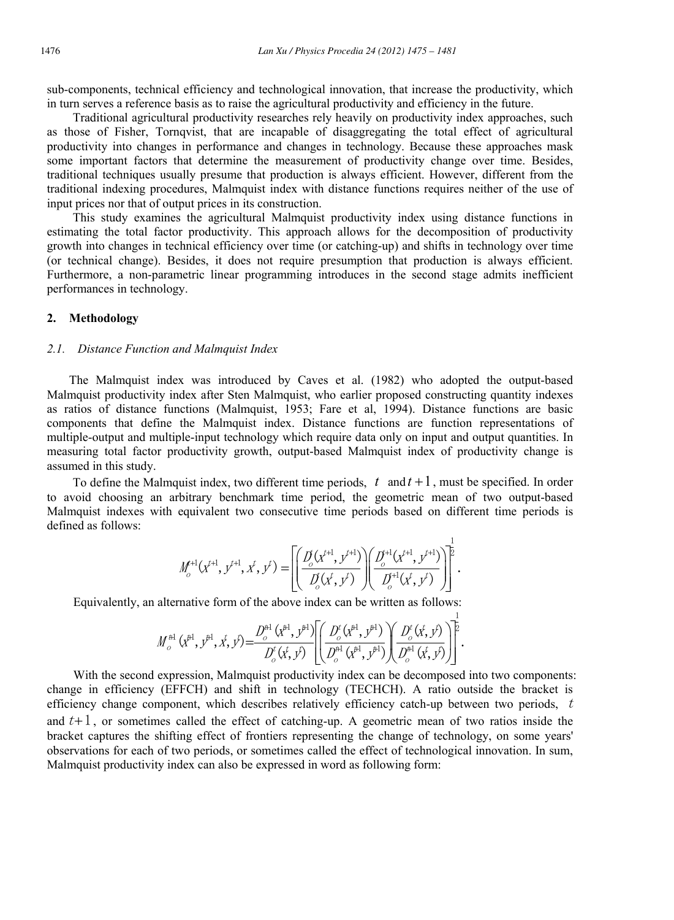sub-components, technical efficiency and technological innovation, that increase the productivity, which in turn serves a reference basis as to raise the agricultural productivity and efficiency in the future.

Traditional agricultural productivity researches rely heavily on productivity index approaches, such as those of Fisher, Tornqvist, that are incapable of disaggregating the total effect of agricultural productivity into changes in performance and changes in technology. Because these approaches mask some important factors that determine the measurement of productivity change over time. Besides, traditional techniques usually presume that production is always efficient. However, different from the traditional indexing procedures, Malmquist index with distance functions requires neither of the use of input prices nor that of output prices in its construction.

This study examines the agricultural Malmquist productivity index using distance functions in estimating the total factor productivity. This approach allows for the decomposition of productivity growth into changes in technical efficiency over time (or catching-up) and shifts in technology over time (or technical change). Besides, it does not require presumption that production is always efficient. Furthermore, a non-parametric linear programming introduces in the second stage admits inefficient performances in technology.

## 2. Methodology

### *2.1. Distance Function and Malmquist Index*

The Malmquist index was introduced by Caves et al. (1982) who adopted the output-based Malmquist productivity index after Sten Malmquist, who earlier proposed constructing quantity indexes as ratios of distance functions (Malmquist, 1953; Fare et al, 1994). Distance functions are basic components that define the Malmquist index. Distance functions are function representations of multiple-output and multiple-input technology which require data only on input and output quantities. In measuring total factor productivity growth, output-based Malmquist index of productivity change is assumed in this study.

To define the Malmquist index, two different time periods, $t$ and $t+1$, must be specified. In order to avoid choosing an arbitrary benchmark time period, the geometric mean of two output-based Malmquist indexes with equivalent two consecutive time periods based on different time periods is defined as follows:

$$M_o^{t+1}(x^{t+1}, y^{t+1}, x^t, y^t) = \left[\left(\frac{D_o^t(x^{t+1}, y^{t+1})}{D_o^t(x^t, y^t)}\right)\left(\frac{D_o^{t+1}(x^{t+1}, y^{t+1})}{D_o^{t+1}(x^t, y^t)}\right)\right]^{\frac{1}{2}}.$$

Equivalently, an alternative form of the above index can be written as follows:

$$M_o^{t+1}(x^{t+1}, y^{t+1}, x^t, y^t) = \frac{D_o^{t+1}(x^{t+1}, y^{t+1})}{D_o^t(x^t, y^t)}\left[\left(\frac{D_o^t(x^{t+1}, y^{t+1})}{D_o^{t+1}(x^{t+1}, y^{t+1})}\right)\left(\frac{D_o^t(x^t, y^t)}{D_o^{t+1}(x^t, y^t)}\right)\right]^{\frac{1}{2}}.$$

With the second expression, Malmquist productivity index can be decomposed into two components: change in efficiency (EFFCH) and shift in technology (TECHCH). A ratio outside the bracket is efficiency change component, which describes relatively efficiency catch-up between two periods, $t$ and $t+1$, or sometimes called the effect of catching-up. A geometric mean of two ratios inside the bracket captures the shifting effect of frontiers representing the change of technology, on some years' observations for each of two periods, or sometimes called the effect of technological innovation. In sum, Malmquist productivity index can also be expressed in word as following form: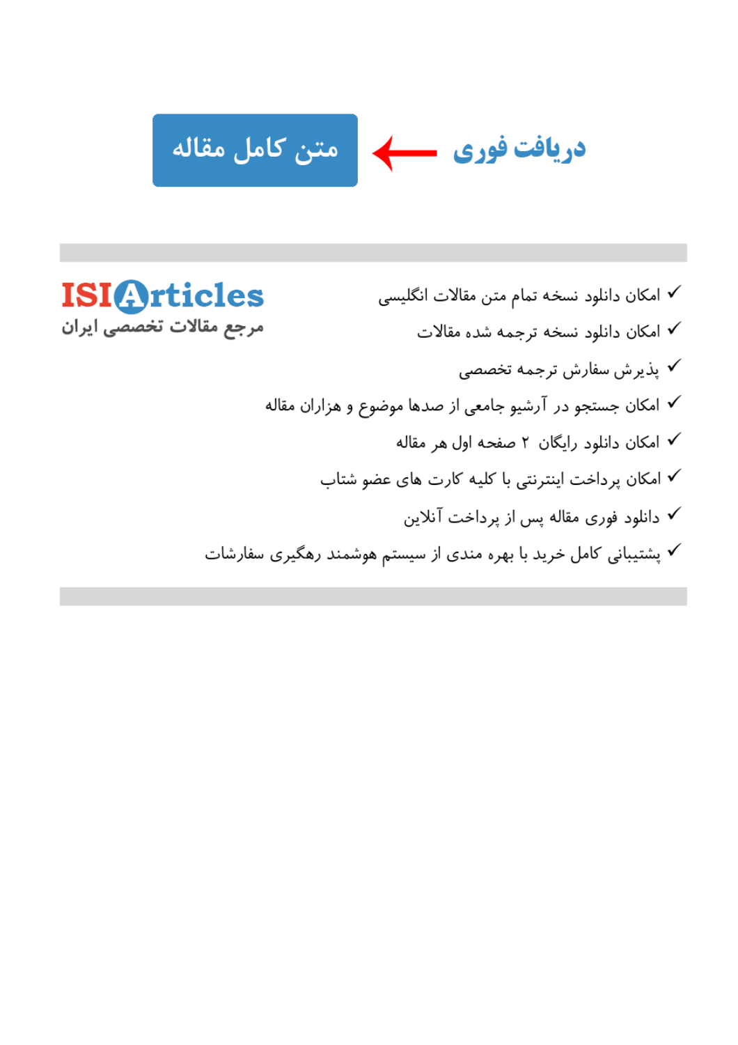دریافت فوری ← متن کامل مقاله

**ISIArticles**
مرجع مقالات تخصصی ایران

- ✓ امکان دانلود نسخه تمام متن مقالات انگلیسی
- ✓ امکان دانلود نسخه ترجمه شده مقالات
- ✓ پذیرش سفارش ترجمه تخصصی
- ✓ امکان جستجو در آرشیو جامعی از صدها موضوع و هزاران مقاله
- ✓ امکان دانلود رایگان ۲ صفحه اول هر مقاله
- ✓ امکان پرداخت اینترنتی با کلیه کارت های عضو شتاب
- ✓ دانلود فوری مقاله پس از پرداخت آنلاین
- ✓ پشتیبانی کامل خرید با بهره مندی از سیستم هوشمند رهگیری سفارشات